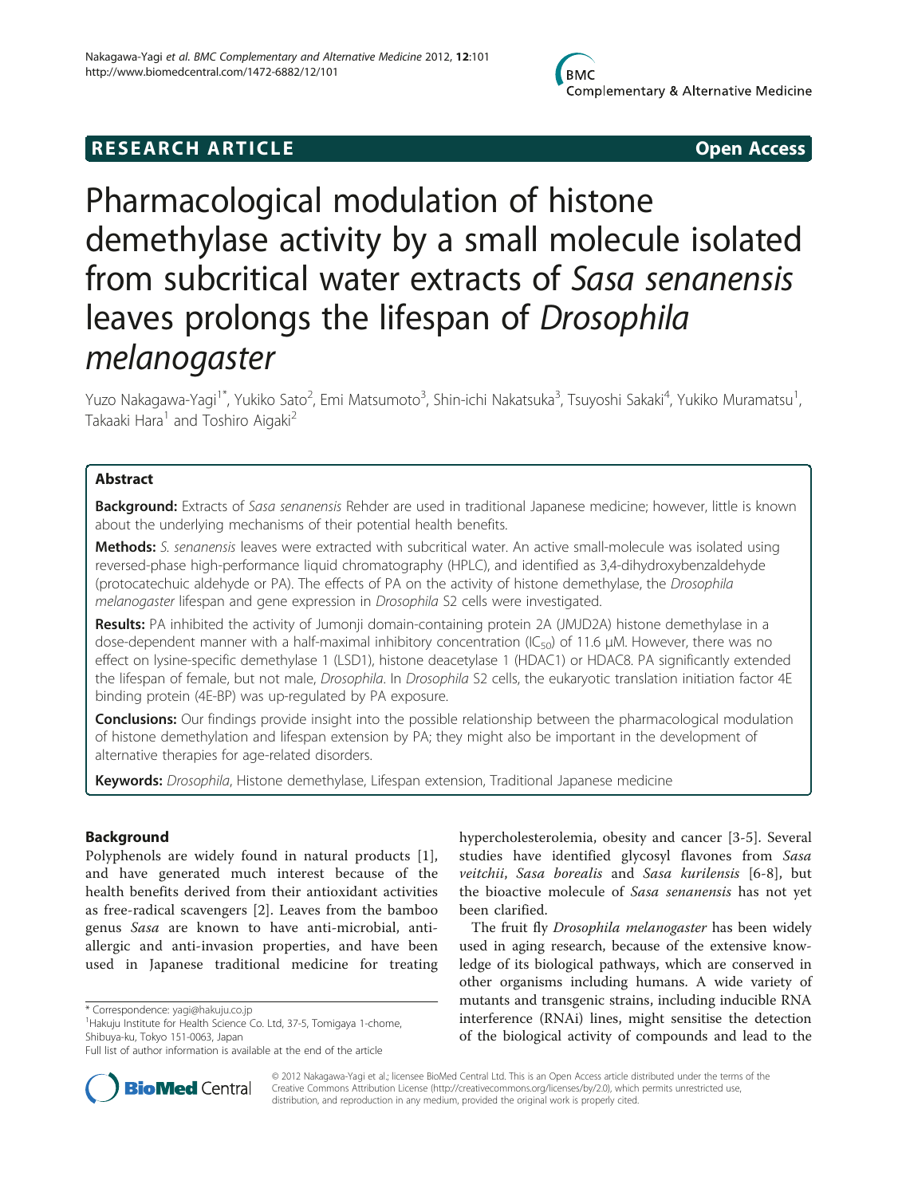RESEARCH ARTICLE Open Access

# Pharmacological modulation of histone demethylase activity by a small molecule isolated from subcritical water extracts of *Sasa senanensis* leaves prolongs the lifespan of *Drosophila melanogaster*

Yuzo Nakagawa-Yagi[1*], Yukiko Sato[2], Emi Matsumoto[3], Shin-ichi Nakatsuka[3], Tsuyoshi Sakaki[4], Yukiko Muramatsu[1], Takaaki Hara[1] and Toshiro Aigaki[2]

## Abstract

**Background:** Extracts of *Sasa senanensis* Rehder are used in traditional Japanese medicine; however, little is known about the underlying mechanisms of their potential health benefits.

**Methods:** *S. senanensis* leaves were extracted with subcritical water. An active small-molecule was isolated using reversed-phase high-performance liquid chromatography (HPLC), and identified as 3,4-dihydroxybenzaldehyde (protocatechuic aldehyde or PA). The effects of PA on the activity of histone demethylase, the *Drosophila melanogaster* lifespan and gene expression in *Drosophila* S2 cells were investigated.

**Results:** PA inhibited the activity of Jumonji domain-containing protein 2A (JMJD2A) histone demethylase in a dose-dependent manner with a half-maximal inhibitory concentration ($IC_{50}$) of 11.6 μM. However, there was no effect on lysine-specific demethylase 1 (LSD1), histone deacetylase 1 (HDAC1) or HDAC8. PA significantly extended the lifespan of female, but not male, *Drosophila*. In *Drosophila* S2 cells, the eukaryotic translation initiation factor 4E binding protein (4E-BP) was up-regulated by PA exposure.

**Conclusions:** Our findings provide insight into the possible relationship between the pharmacological modulation of histone demethylation and lifespan extension by PA; they might also be important in the development of alternative therapies for age-related disorders.

**Keywords:** *Drosophila*, Histone demethylase, Lifespan extension, Traditional Japanese medicine

## Background

Polyphenols are widely found in natural products [1], and have generated much interest because of the health benefits derived from their antioxidant activities as free-radical scavengers [2]. Leaves from the bamboo genus *Sasa* are known to have anti-microbial, anti-allergic and anti-invasion properties, and have been used in Japanese traditional medicine for treating hypercholesterolemia, obesity and cancer [3-5]. Several studies have identified glycosyl flavones from *Sasa veitchii*, *Sasa borealis* and *Sasa kurilensis* [6-8], but the bioactive molecule of *Sasa senanensis* has not yet been clarified.

The fruit fly *Drosophila melanogaster* has been widely used in aging research, because of the extensive knowledge of its biological pathways, which are conserved in other organisms including humans. A wide variety of mutants and transgenic strains, including inducible RNA interference (RNAi) lines, might sensitise the detection of the biological activity of compounds and lead to the

\* Correspondence: yagi@hakuju.co.jp
[1]Hakuju Institute for Health Science Co. Ltd, 37-5, Tomigaya 1-chome, Shibuya-ku, Tokyo 151-0063, Japan
Full list of author information is available at the end of the article

© 2012 Nakagawa-Yagi et al.; licensee BioMed Central Ltd. This is an Open Access article distributed under the terms of the Creative Commons Attribution License (http://creativecommons.org/licenses/by/2.0), which permits unrestricted use, distribution, and reproduction in any medium, provided the original work is properly cited.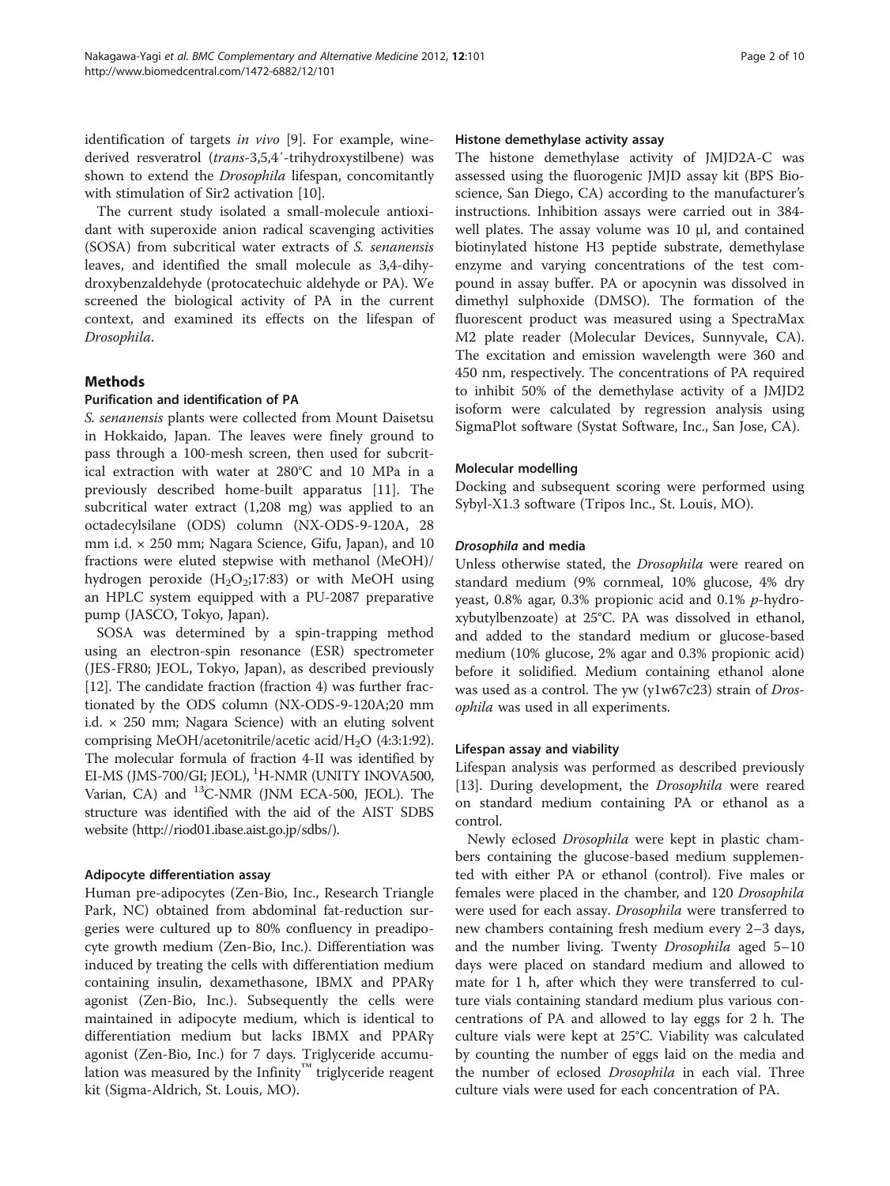identification of targets *in vivo* [9]. For example, wine-derived resveratrol (*trans*-3,5,4′-trihydroxystilbene) was shown to extend the *Drosophila* lifespan, concomitantly with stimulation of Sir2 activation [10].

The current study isolated a small-molecule antioxidant with superoxide anion radical scavenging activities (SOSA) from subcritical water extracts of *S. senanensis* leaves, and identified the small molecule as 3,4-dihydroxybenzaldehyde (protocatechuic aldehyde or PA). We screened the biological activity of PA in the current context, and examined its effects on the lifespan of *Drosophila*.

## Methods

### Purification and identification of PA

*S. senanensis* plants were collected from Mount Daisetsu in Hokkaido, Japan. The leaves were finely ground to pass through a 100-mesh screen, then used for subcritical extraction with water at 280°C and 10 MPa in a previously described home-built apparatus [11]. The subcritical water extract (1,208 mg) was applied to an octadecylsilane (ODS) column (NX-ODS-9-120A, 28 mm i.d. × 250 mm; Nagara Science, Gifu, Japan), and 10 fractions were eluted stepwise with methanol (MeOH)/hydrogen peroxide ($H_2O_2$;17:83) or with MeOH using an HPLC system equipped with a PU-2087 preparative pump (JASCO, Tokyo, Japan).

SOSA was determined by a spin-trapping method using an electron-spin resonance (ESR) spectrometer (JES-FR80; JEOL, Tokyo, Japan), as described previously [12]. The candidate fraction (fraction 4) was further fractionated by the ODS column (NX-ODS-9-120A;20 mm i.d. × 250 mm; Nagara Science) with an eluting solvent comprising MeOH/acetonitrile/acetic acid/$H_2O$ (4:3:1:92). The molecular formula of fraction 4-II was identified by EI-MS (JMS-700/GI; JEOL), $^1$H-NMR (UNITY INOVA500, Varian, CA) and $^{13}$C-NMR (JNM ECA-500, JEOL). The structure was identified with the aid of the AIST SDBS website (http://riod01.ibase.aist.go.jp/sdbs/).

### Adipocyte differentiation assay

Human pre-adipocytes (Zen-Bio, Inc., Research Triangle Park, NC) obtained from abdominal fat-reduction surgeries were cultured up to 80% confluency in preadipocyte growth medium (Zen-Bio, Inc.). Differentiation was induced by treating the cells with differentiation medium containing insulin, dexamethasone, IBMX and PPARγ agonist (Zen-Bio, Inc.). Subsequently the cells were maintained in adipocyte medium, which is identical to differentiation medium but lacks IBMX and PPARγ agonist (Zen-Bio, Inc.) for 7 days. Triglyceride accumulation was measured by the Infinity™ triglyceride reagent kit (Sigma-Aldrich, St. Louis, MO).

### Histone demethylase activity assay

The histone demethylase activity of JMJD2A-C was assessed using the fluorogenic JMJD assay kit (BPS Bioscience, San Diego, CA) according to the manufacturer's instructions. Inhibition assays were carried out in 384-well plates. The assay volume was 10 μl, and contained biotinylated histone H3 peptide substrate, demethylase enzyme and varying concentrations of the test compound in assay buffer. PA or apocynin was dissolved in dimethyl sulphoxide (DMSO). The formation of the fluorescent product was measured using a SpectraMax M2 plate reader (Molecular Devices, Sunnyvale, CA). The excitation and emission wavelength were 360 and 450 nm, respectively. The concentrations of PA required to inhibit 50% of the demethylase activity of a JMJD2 isoform were calculated by regression analysis using SigmaPlot software (Systat Software, Inc., San Jose, CA).

### Molecular modelling

Docking and subsequent scoring were performed using Sybyl-X1.3 software (Tripos Inc., St. Louis, MO).

### *Drosophila* and media

Unless otherwise stated, the *Drosophila* were reared on standard medium (9% cornmeal, 10% glucose, 4% dry yeast, 0.8% agar, 0.3% propionic acid and 0.1% *p*-hydroxybutylbenzoate) at 25°C. PA was dissolved in ethanol, and added to the standard medium or glucose-based medium (10% glucose, 2% agar and 0.3% propionic acid) before it solidified. Medium containing ethanol alone was used as a control. The yw (y1w67c23) strain of *Drosophila* was used in all experiments.

### Lifespan assay and viability

Lifespan analysis was performed as described previously [13]. During development, the *Drosophila* were reared on standard medium containing PA or ethanol as a control.

Newly eclosed *Drosophila* were kept in plastic chambers containing the glucose-based medium supplemented with either PA or ethanol (control). Five males or females were placed in the chamber, and 120 *Drosophila* were used for each assay. *Drosophila* were transferred to new chambers containing fresh medium every 2–3 days, and the number living. Twenty *Drosophila* aged 5–10 days were placed on standard medium and allowed to mate for 1 h, after which they were transferred to culture vials containing standard medium plus various concentrations of PA and allowed to lay eggs for 2 h. The culture vials were kept at 25°C. Viability was calculated by counting the number of eggs laid on the media and the number of eclosed *Drosophila* in each vial. Three culture vials were used for each concentration of PA.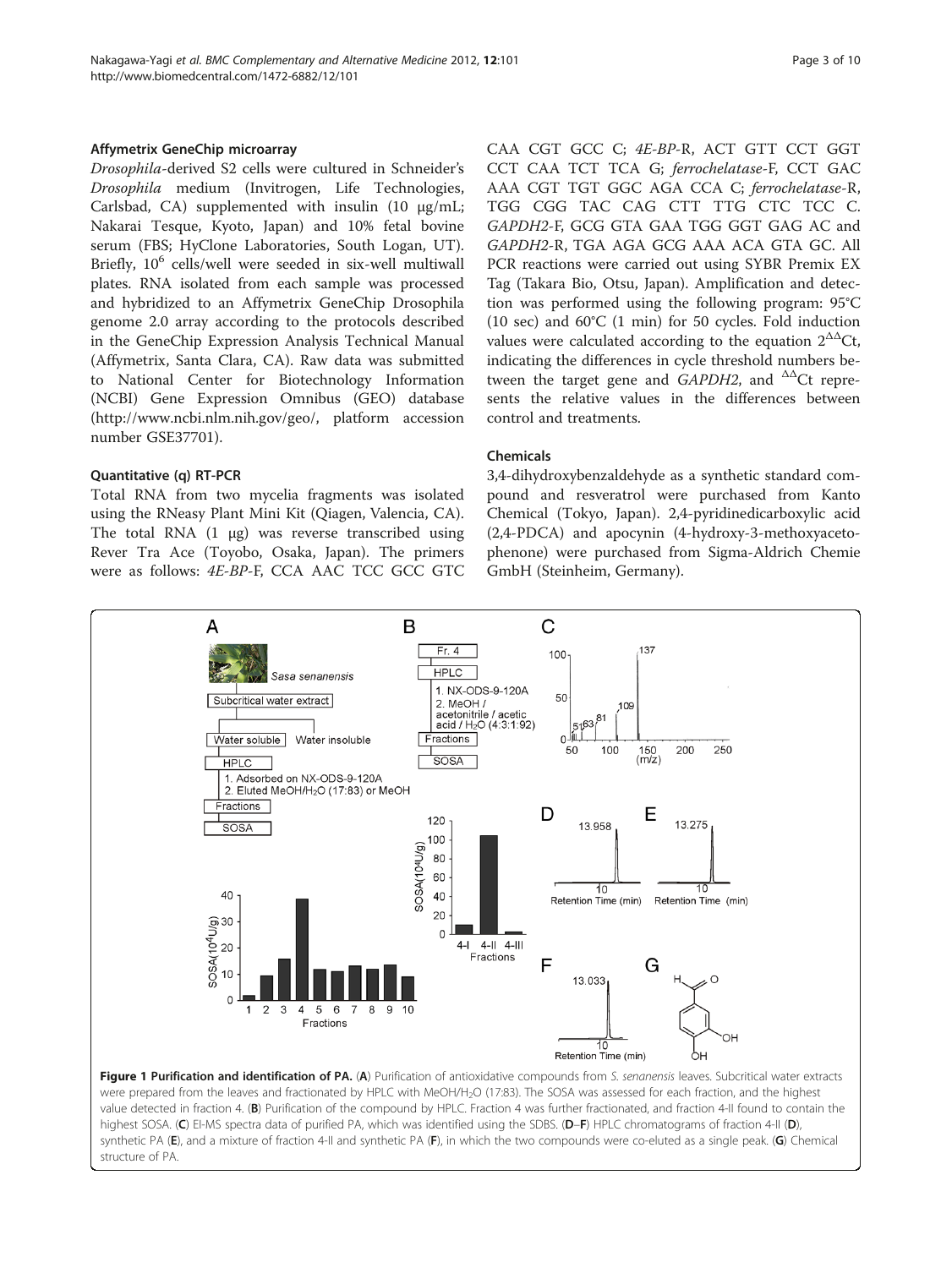### Affymetrix GeneChip microarray

*Drosophila*-derived S2 cells were cultured in Schneider's *Drosophila* medium (Invitrogen, Life Technologies, Carlsbad, CA) supplemented with insulin (10 μg/mL; Nakarai Tesque, Kyoto, Japan) and 10% fetal bovine serum (FBS; HyClone Laboratories, South Logan, UT). Briefly, $10^6$ cells/well were seeded in six-well multiwall plates. RNA isolated from each sample was processed and hybridized to an Affymetrix GeneChip Drosophila genome 2.0 array according to the protocols described in the GeneChip Expression Analysis Technical Manual (Affymetrix, Santa Clara, CA). Raw data was submitted to National Center for Biotechnology Information (NCBI) Gene Expression Omnibus (GEO) database (http://www.ncbi.nlm.nih.gov/geo/, platform accession number GSE37701).

### Quantitative (q) RT-PCR

Total RNA from two mycelia fragments was isolated using the RNeasy Plant Mini Kit (Qiagen, Valencia, CA). The total RNA (1 μg) was reverse transcribed using Rever Tra Ace (Toyobo, Osaka, Japan). The primers were as follows: *4E-BP*-F, CCA AAC TCC GCC GTC CAA CGT GCC C; *4E-BP*-R, ACT GTT CCT GGT CCT CAA TCT TCA G; *ferrochelatase*-F, CCT GAC AAA CGT TGT GGC AGA CCA C; *ferrochelatase*-R, TGG CGG TAC CAG CTT TTG CTC TCC C. *GAPDH2*-F, GCG GTA GAA TGG GGT GAG AC and *GAPDH2*-R, TGA AGA GCG AAA ACA GTA GC. All PCR reactions were carried out using SYBR Premix EX Tag (Takara Bio, Otsu, Japan). Amplification and detection was performed using the following program: 95°C (10 sec) and 60°C (1 min) for 50 cycles. Fold induction values were calculated according to the equation $2^{\Delta\Delta}$Ct, indicating the differences in cycle threshold numbers between the target gene and *GAPDH2*, and $^{\Delta\Delta}$Ct represents the relative values in the differences between control and treatments.

### Chemicals

3,4-dihydroxybenzaldehyde as a synthetic standard compound and resveratrol were purchased from Kanto Chemical (Tokyo, Japan). 2,4-pyridinedicarboxylic acid (2,4-PDCA) and apocynin (4-hydroxy-3-methoxyacetophenone) were purchased from Sigma-Aldrich Chemie GmbH (Steinheim, Germany).

**Figure 1 Purification and identification of PA.** (**A**) Purification of antioxidative compounds from *S. senanensis* leaves. Subcritical water extracts were prepared from the leaves and fractionated by HPLC with MeOH/$H_2O$ (17:83). The SOSA was assessed for each fraction, and the highest value detected in fraction 4. (**B**) Purification of the compound by HPLC. Fraction 4 was further fractionated, and fraction 4-II found to contain the highest SOSA. (**C**) EI-MS spectra data of purified PA, which was identified using the SDBS. (**D**–**F**) HPLC chromatograms of fraction 4-II (**D**), synthetic PA (**E**), and a mixture of fraction 4-II and synthetic PA (**F**), in which the two compounds were co-eluted as a single peak. (**G**) Chemical structure of PA.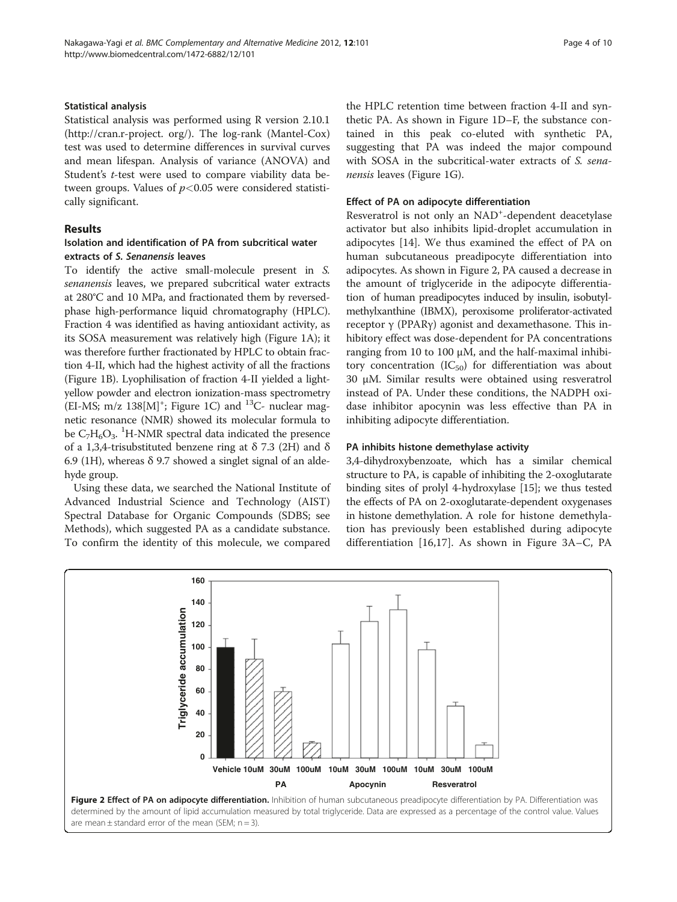### Statistical analysis

Statistical analysis was performed using R version 2.10.1 (http://cran.r-project. org/). The log-rank (Mantel-Cox) test was used to determine differences in survival curves and mean lifespan. Analysis of variance (ANOVA) and Student's *t*-test were used to compare viability data between groups. Values of $p<0.05$ were considered statistically significant.

## Results

### Isolation and identification of PA from subcritical water extracts of *S. Senanensis* leaves

To identify the active small-molecule present in *S. senanensis* leaves, we prepared subcritical water extracts at 280°C and 10 MPa, and fractionated them by reversed-phase high-performance liquid chromatography (HPLC). Fraction 4 was identified as having antioxidant activity, as its SOSA measurement was relatively high (Figure 1A); it was therefore further fractionated by HPLC to obtain fraction 4-II, which had the highest activity of all the fractions (Figure 1B). Lyophilisation of fraction 4-II yielded a light-yellow powder and electron ionization-mass spectrometry (EI-MS; m/z $138[M]^+$; Figure 1C) and $^{13}C$- nuclear magnetic resonance (NMR) showed its molecular formula to be $C_7H_6O_3$. $^1H$-NMR spectral data indicated the presence of a 1,3,4-trisubstituted benzene ring at δ 7.3 (2H) and δ 6.9 (1H), whereas δ 9.7 showed a singlet signal of an aldehyde group.

Using these data, we searched the National Institute of Advanced Industrial Science and Technology (AIST) Spectral Database for Organic Compounds (SDBS; see Methods), which suggested PA as a candidate substance. To confirm the identity of this molecule, we compared the HPLC retention time between fraction 4-II and synthetic PA. As shown in Figure 1D–F, the substance contained in this peak co-eluted with synthetic PA, suggesting that PA was indeed the major compound with SOSA in the subcritical-water extracts of *S. senanensis* leaves (Figure 1G).

### Effect of PA on adipocyte differentiation

Resveratrol is not only an $NAD^+$-dependent deacetylase activator but also inhibits lipid-droplet accumulation in adipocytes [14]. We thus examined the effect of PA on human subcutaneous preadipocyte differentiation into adipocytes. As shown in Figure 2, PA caused a decrease in the amount of triglyceride in the adipocyte differentiation of human preadipocytes induced by insulin, isobutylmethylxanthine (IBMX), peroxisome proliferator-activated receptor γ (PPARγ) agonist and dexamethasone. This inhibitory effect was dose-dependent for PA concentrations ranging from 10 to 100 μM, and the half-maximal inhibitory concentration ($IC_{50}$) for differentiation was about 30 μM. Similar results were obtained using resveratrol instead of PA. Under these conditions, the NADPH oxidase inhibitor apocynin was less effective than PA in inhibiting adipocyte differentiation.

### PA inhibits histone demethylase activity

3,4-dihydroxybenzoate, which has a similar chemical structure to PA, is capable of inhibiting the 2-oxoglutarate binding sites of prolyl 4-hydroxylase [15]; we thus tested the effects of PA on 2-oxoglutarate-dependent oxygenases in histone demethylation. A role for histone demethylation has previously been established during adipocyte differentiation [16,17]. As shown in Figure 3A–C, PA

**Figure 2 Effect of PA on adipocyte differentiation.** Inhibition of human subcutaneous preadipocyte differentiation by PA. Differentiation was determined by the amount of lipid accumulation measured by total triglyceride. Data are expressed as a percentage of the control value. Values are mean ± standard error of the mean (SEM; n = 3).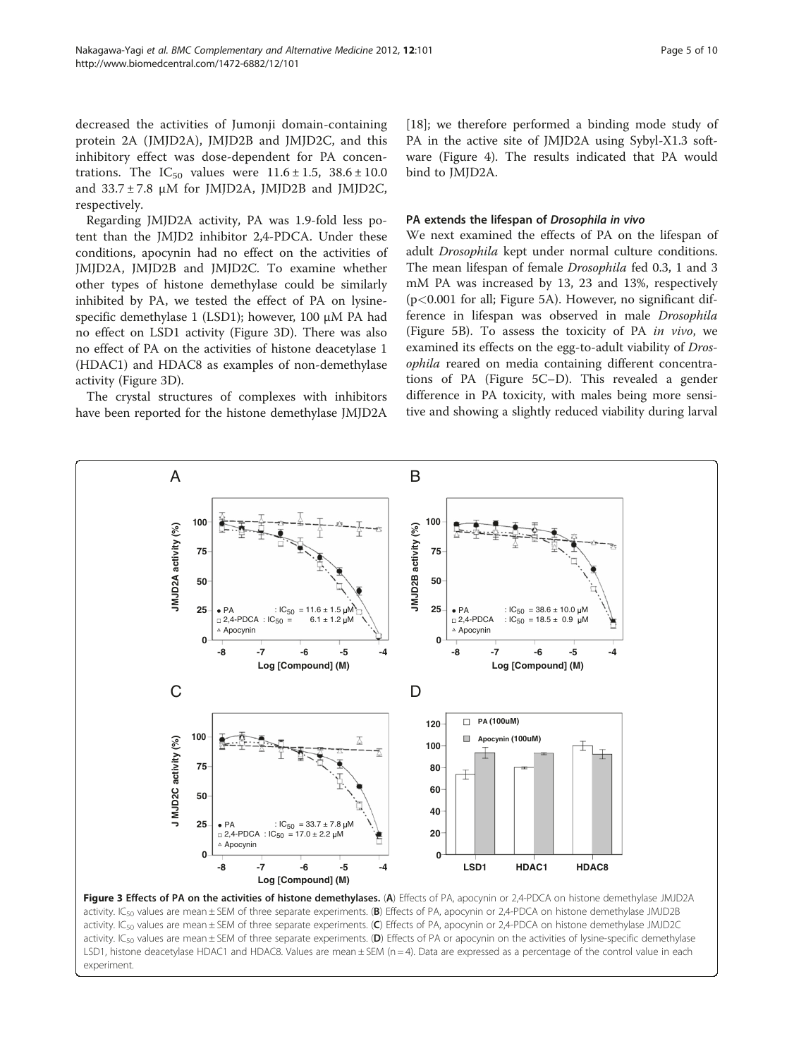decreased the activities of Jumonji domain-containing protein 2A (JMJD2A), JMJD2B and JMJD2C, and this inhibitory effect was dose-dependent for PA concentrations. The $IC_{50}$ values were $11.6 \pm 1.5$, $38.6 \pm 10.0$ and $33.7 \pm 7.8$ μM for JMJD2A, JMJD2B and JMJD2C, respectively.

Regarding JMJD2A activity, PA was 1.9-fold less potent than the JMJD2 inhibitor 2,4-PDCA. Under these conditions, apocynin had no effect on the activities of JMJD2A, JMJD2B and JMJD2C. To examine whether other types of histone demethylase could be similarly inhibited by PA, we tested the effect of PA on lysine-specific demethylase 1 (LSD1); however, 100 μM PA had no effect on LSD1 activity (Figure 3D). There was also no effect of PA on the activities of histone deacetylase 1 (HDAC1) and HDAC8 as examples of non-demethylase activity (Figure 3D).

The crystal structures of complexes with inhibitors have been reported for the histone demethylase JMJD2A [18]; we therefore performed a binding mode study of PA in the active site of JMJD2A using Sybyl-X1.3 software (Figure 4). The results indicated that PA would bind to JMJD2A.

### PA extends the lifespan of *Drosophila in vivo*

We next examined the effects of PA on the lifespan of adult *Drosophila* kept under normal culture conditions. The mean lifespan of female *Drosophila* fed 0.3, 1 and 3 mM PA was increased by 13, 23 and 13%, respectively ($p < 0.001$ for all; Figure 5A). However, no significant difference in lifespan was observed in male *Drosophila* (Figure 5B). To assess the toxicity of PA *in vivo*, we examined its effects on the egg-to-adult viability of *Drosophila* reared on media containing different concentrations of PA (Figure 5C–D). This revealed a gender difference in PA toxicity, with males being more sensitive and showing a slightly reduced viability during larval

**Figure 3 Effects of PA on the activities of histone demethylases.** (**A**) Effects of PA, apocynin or 2,4-PDCA on histone demethylase JMJD2A activity. $IC_{50}$ values are mean ± SEM of three separate experiments. (**B**) Effects of PA, apocynin or 2,4-PDCA on histone demethylase JMJD2B activity. $IC_{50}$ values are mean ± SEM of three separate experiments. (**C**) Effects of PA, apocynin or 2,4-PDCA on histone demethylase JMJD2C activity. $IC_{50}$ values are mean ± SEM of three separate experiments. (**D**) Effects of PA or apocynin on the activities of lysine-specific demethylase LSD1, histone deacetylase HDAC1 and HDAC8. Values are mean ± SEM (n = 4). Data are expressed as a percentage of the control value in each experiment.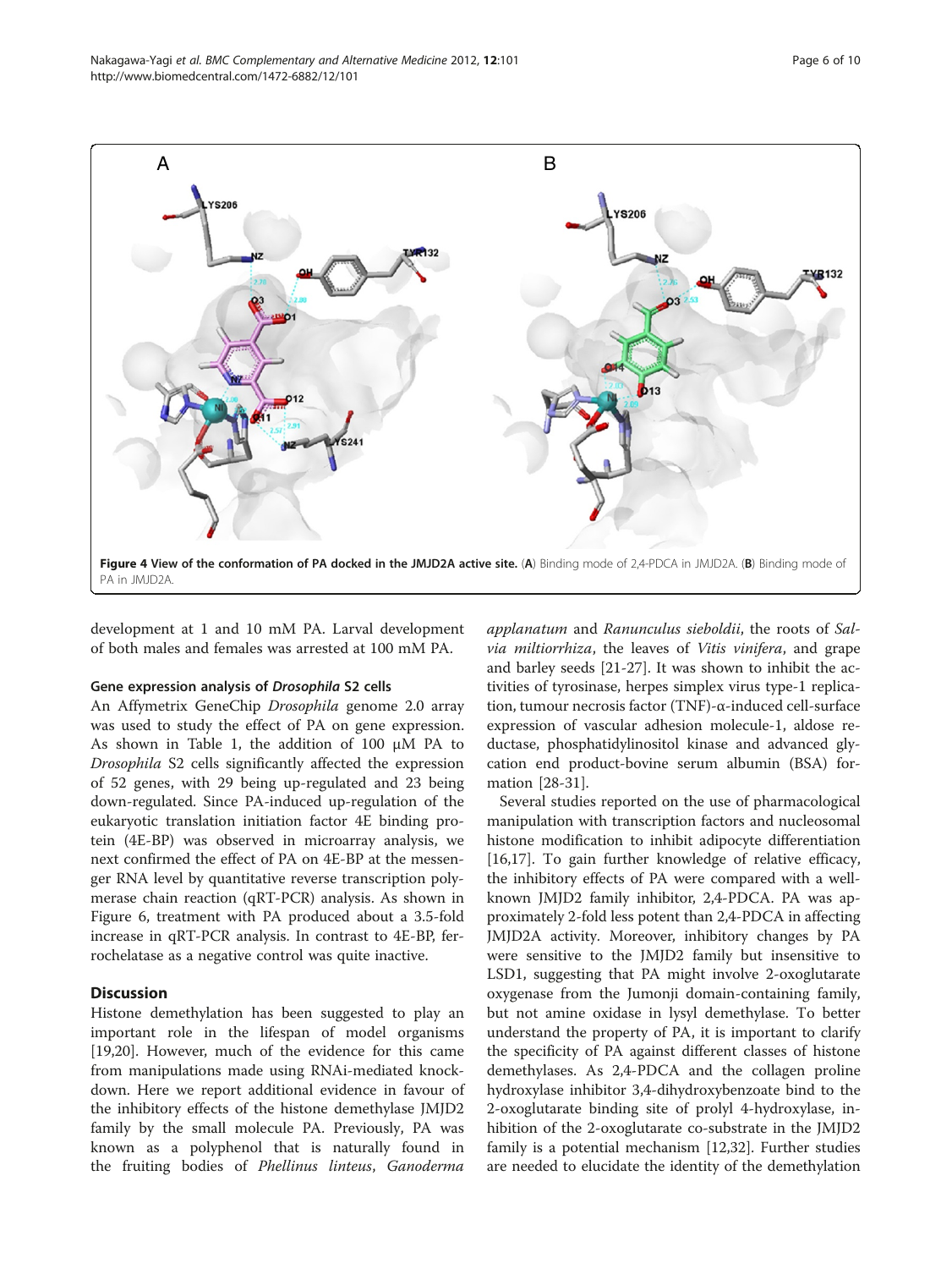**Figure 4 View of the conformation of PA docked in the JMJD2A active site.** (**A**) Binding mode of 2,4-PDCA in JMJD2A. (**B**) Binding mode of PA in JMJD2A.

development at 1 and 10 mM PA. Larval development of both males and females was arrested at 100 mM PA.

#### Gene expression analysis of *Drosophila* S2 cells

An Affymetrix GeneChip *Drosophila* genome 2.0 array was used to study the effect of PA on gene expression. As shown in Table 1, the addition of 100 μM PA to *Drosophila* S2 cells significantly affected the expression of 52 genes, with 29 being up-regulated and 23 being down-regulated. Since PA-induced up-regulation of the eukaryotic translation initiation factor 4E binding protein (4E-BP) was observed in microarray analysis, we next confirmed the effect of PA on 4E-BP at the messenger RNA level by quantitative reverse transcription polymerase chain reaction (qRT-PCR) analysis. As shown in Figure 6, treatment with PA produced about a 3.5-fold increase in qRT-PCR analysis. In contrast to 4E-BP, ferrochelatase as a negative control was quite inactive.

## Discussion

Histone demethylation has been suggested to play an important role in the lifespan of model organisms [19,20]. However, much of the evidence for this came from manipulations made using RNAi-mediated knockdown. Here we report additional evidence in favour of the inhibitory effects of the histone demethylase JMJD2 family by the small molecule PA. Previously, PA was known as a polyphenol that is naturally found in the fruiting bodies of *Phellinus linteus*, *Ganoderma applanatum* and *Ranunculus sieboldii*, the roots of *Salvia miltiorrhiza*, the leaves of *Vitis vinifera*, and grape and barley seeds [21-27]. It was shown to inhibit the activities of tyrosinase, herpes simplex virus type-1 replication, tumour necrosis factor (TNF)-α-induced cell-surface expression of vascular adhesion molecule-1, aldose reductase, phosphatidylinositol kinase and advanced glycation end product-bovine serum albumin (BSA) formation [28-31].

Several studies reported on the use of pharmacological manipulation with transcription factors and nucleosomal histone modification to inhibit adipocyte differentiation [16,17]. To gain further knowledge of relative efficacy, the inhibitory effects of PA were compared with a well-known JMJD2 family inhibitor, 2,4-PDCA. PA was approximately 2-fold less potent than 2,4-PDCA in affecting JMJD2A activity. Moreover, inhibitory changes by PA were sensitive to the JMJD2 family but insensitive to LSD1, suggesting that PA might involve 2-oxoglutarate oxygenase from the Jumonji domain-containing family, but not amine oxidase in lysyl demethylase. To better understand the property of PA, it is important to clarify the specificity of PA against different classes of histone demethylases. As 2,4-PDCA and the collagen proline hydroxylase inhibitor 3,4-dihydroxybenzoate bind to the 2-oxoglutarate binding site of prolyl 4-hydroxylase, inhibition of the 2-oxoglutarate co-substrate in the JMJD2 family is a potential mechanism [12,32]. Further studies are needed to elucidate the identity of the demethylation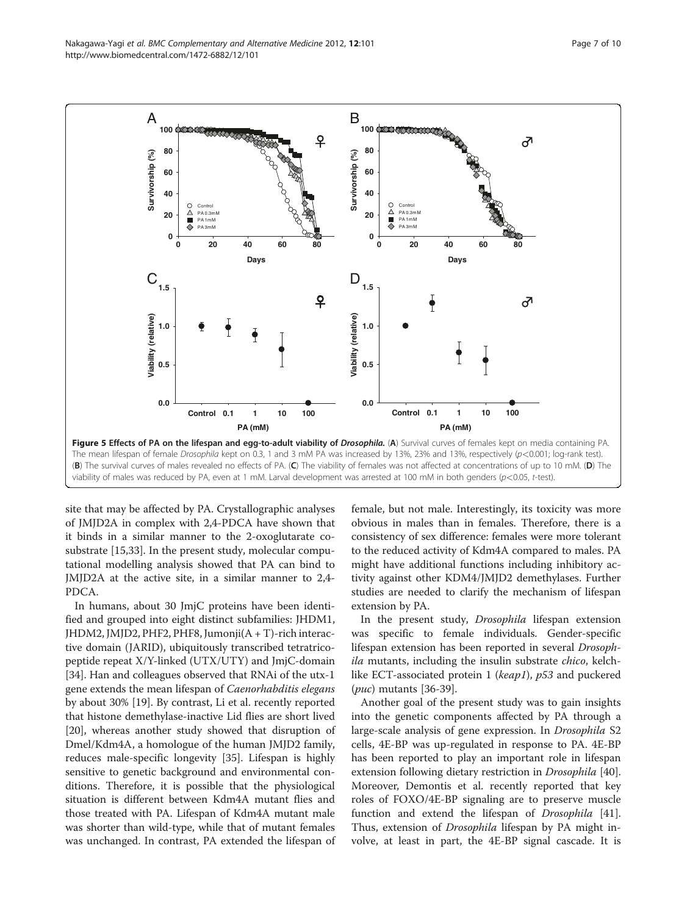**Figure 5 Effects of PA on the lifespan and egg-to-adult viability of *Drosophila*.** (**A**) Survival curves of females kept on media containing PA. The mean lifespan of female *Drosophila* kept on 0.3, 1 and 3 mM PA was increased by 13%, 23% and 13%, respectively ($p<0.001$; log-rank test). (**B**) The survival curves of males revealed no effects of PA. (**C**) The viability of females was not affected at concentrations of up to 10 mM. (**D**) The viability of males was reduced by PA, even at 1 mM. Larval development was arrested at 100 mM in both genders ($p<0.05$, *t*-test).

site that may be affected by PA. Crystallographic analyses of JMJD2A in complex with 2,4-PDCA have shown that it binds in a similar manner to the 2-oxoglutarate co-substrate [15,33]. In the present study, molecular computational modelling analysis showed that PA can bind to JMJD2A at the active site, in a similar manner to 2,4-PDCA.

In humans, about 30 JmjC proteins have been identified and grouped into eight distinct subfamilies: JHDM1, JHDM2, JMJD2, PHF2, PHF8, Jumonji(A + T)-rich interactive domain (JARID), ubiquitously transcribed tetratricopeptide repeat X/Y-linked (UTX/UTY) and JmjC-domain [34]. Han and colleagues observed that RNAi of the utx-1 gene extends the mean lifespan of *Caenorhabditis elegans* by about 30% [19]. By contrast, Li et al. recently reported that histone demethylase-inactive Lid flies are short lived [20], whereas another study showed that disruption of Dmel/Kdm4A, a homologue of the human JMJD2 family, reduces male-specific longevity [35]. Lifespan is highly sensitive to genetic background and environmental conditions. Therefore, it is possible that the physiological situation is different between Kdm4A mutant flies and those treated with PA. Lifespan of Kdm4A mutant male was shorter than wild-type, while that of mutant females was unchanged. In contrast, PA extended the lifespan of female, but not male. Interestingly, its toxicity was more obvious in males than in females. Therefore, there is a consistency of sex difference: females were more tolerant to the reduced activity of Kdm4A compared to males. PA might have additional functions including inhibitory activity against other KDM4/JMJD2 demethylases. Further studies are needed to clarify the mechanism of lifespan extension by PA.

In the present study, *Drosophila* lifespan extension was specific to female individuals. Gender-specific lifespan extension has been reported in several *Drosophila* mutants, including the insulin substrate *chico*, kelch-like ECT-associated protein 1 (*keap1*), *p53* and puckered (*puc*) mutants [36-39].

Another goal of the present study was to gain insights into the genetic components affected by PA through a large-scale analysis of gene expression. In *Drosophila* S2 cells, 4E-BP was up-regulated in response to PA. 4E-BP has been reported to play an important role in lifespan extension following dietary restriction in *Drosophila* [40]. Moreover, Demontis et al. recently reported that key roles of FOXO/4E-BP signaling are to preserve muscle function and extend the lifespan of *Drosophila* [41]. Thus, extension of *Drosophila* lifespan by PA might involve, at least in part, the 4E-BP signal cascade. It is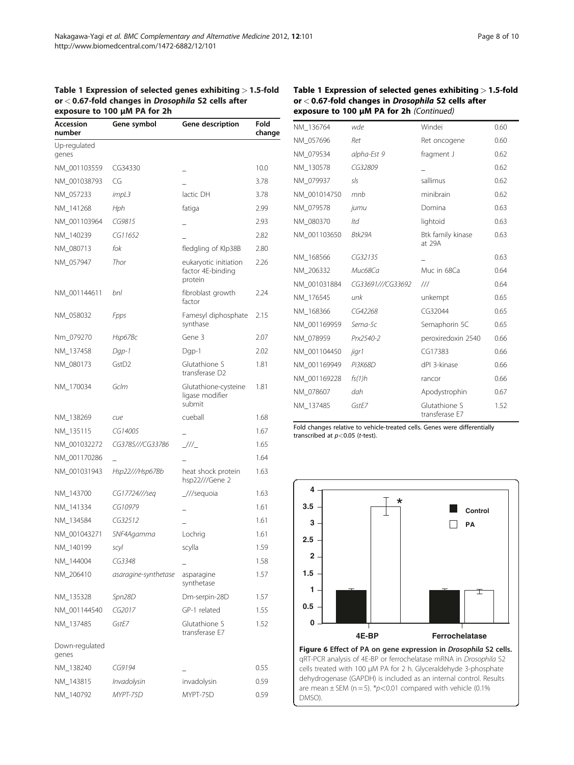**Table 1 Expression of selected genes exhibiting > 1.5-fold or < 0.67-fold changes in *Drosophila* S2 cells after exposure to 100 μM PA for 2h**

| Accession number | Gene symbol | Gene description | Fold change |
|---|---|---|---|
| Up-regulated genes | | | |
| NM_001103559 | CG34330 | _ | 10.0 |
| NM_001038793 | CG | _ | 3.78 |
| NM_057233 | *impL3* | lactic DH | 3.78 |
| NM_141268 | *Hph* | fatiga | 2.99 |
| NM_001103964 | *CG9815* | _ | 2.93 |
| NM_140239 | *CG11652* | _ | 2.82 |
| NM_080713 | *fok* | fledgling of Klp38B | 2.80 |
| NM_057947 | *Thor* | eukaryotic initiation factor 4E-binding protein | 2.26 |
| NM_001144611 | *bnl* | fibroblast growth factor | 2.24 |
| NM_058032 | *Fpps* | Farnesyl diphosphate synthase | 2.15 |
| Nm_079270 | *Hsp67Bc* | Gene 3 | 2.07 |
| NM_137458 | *Dgp-1* | Dgp-1 | 2.02 |
| NM_080173 | GstD2 | Glutathione S transferase D2 | 1.81 |
| NM_170034 | *Gclm* | Glutathione-cysteine ligase modifier submit | 1.81 |
| NM_138269 | *cue* | cueball | 1.68 |
| NM_135115 | *CG14005* | _ | 1.67 |
| NM_001032272 | *CG3785///CG33786* | _///_ | 1.65 |
| NM_001170286 | _ | _ | 1.64 |
| NM_001031943 | *Hsp22///Hsp67Bb* | heat shock protein hsp22///Gene 2 | 1.63 |
| NM_143700 | *CG17724///seq* | _///sequoia | 1.63 |
| NM_141334 | *CG10979* | _ | 1.61 |
| NM_134584 | *CG32512* | _ | 1.61 |
| NM_001043271 | *SNF4Agamma* | Lochrig | 1.61 |
| NM_140199 | *scyl* | scylla | 1.59 |
| NM_144004 | *CG3348* | _ | 1.58 |
| NM_206410 | *asaragine-synthetase* | asparagine synthetase | 1.57 |
| NM_135328 | *Spn28D* | Dm-serpin-28D | 1.57 |
| NM_001144540 | *CG2017* | GP-1 related | 1.55 |
| NM_137485 | *GstE7* | Glutathione S transferase E7 | 1.52 |
| Down-regulated genes | | | |
| NM_138240 | *CG9194* | _ | 0.55 |
| NM_143815 | *Invadolysin* | invadolysin | 0.59 |
| NM_140792 | *MYPT-75D* | MYPT-75D | 0.59 |
| NM_136764 | *wde* | Windei | 0.60 |
| NM_057696 | *Ret* | Ret oncogene | 0.60 |
| NM_079534 | *alpha-Est 9* | fragment J | 0.62 |
| NM_130578 | *CG32809* | _ | 0.62 |
| NM_079937 | *sls* | sallimus | 0.62 |
| NM_001014750 | *mnb* | minibrain | 0.62 |
| NM_079578 | *jumu* | Domina | 0.63 |
| NM_080370 | *ltd* | lightoid | 0.63 |
| NM_001103650 | *Btk29A* | Btk family kinase at 29A | 0.63 |
| NM_168566 | *CG32135* | _ | 0.63 |
| NM_206332 | *Muc68Ca* | Muc in 68Ca | 0.64 |
| NM_001031884 | *CG33691///CG33692* | /// | 0.64 |
| NM_176545 | *unk* | unkempt | 0.65 |
| NM_168366 | *CG42268* | CG32044 | 0.65 |
| NM_001169959 | *Sema-5c* | Semaphorin 5C | 0.65 |
| NM_078959 | *Prx2540-2* | peroxiredoxin 2540 | 0.66 |
| NM_001104450 | *jigr1* | CG17383 | 0.66 |
| NM_001169949 | *Pi3K68D* | dPI 3-kinase | 0.66 |
| NM_001169228 | *fs(1)h* | rancor | 0.66 |
| NM_078607 | *dah* | Apodystrophin | 0.67 |
| NM_137485 | *GstE7* | Glutathione S transferase E7 | 1.52 |

Fold changes relative to vehicle-treated cells. Genes were differentially transcribed at $p<0.05$ (*t*-test).

**Figure 6 Effect of PA on gene expression in *Drosophila* S2 cells.** qRT-PCR analysis of 4E-BP or ferrochelatase mRNA in *Drosophila* S2 cells treated with 100 μM PA for 2 h. Glyceraldehyde 3-phosphate dehydrogenase (GAPDH) is included as an internal control. Results are mean ± SEM (n = 5). *$p<0.01$ compared with vehicle (0.1% DMSO).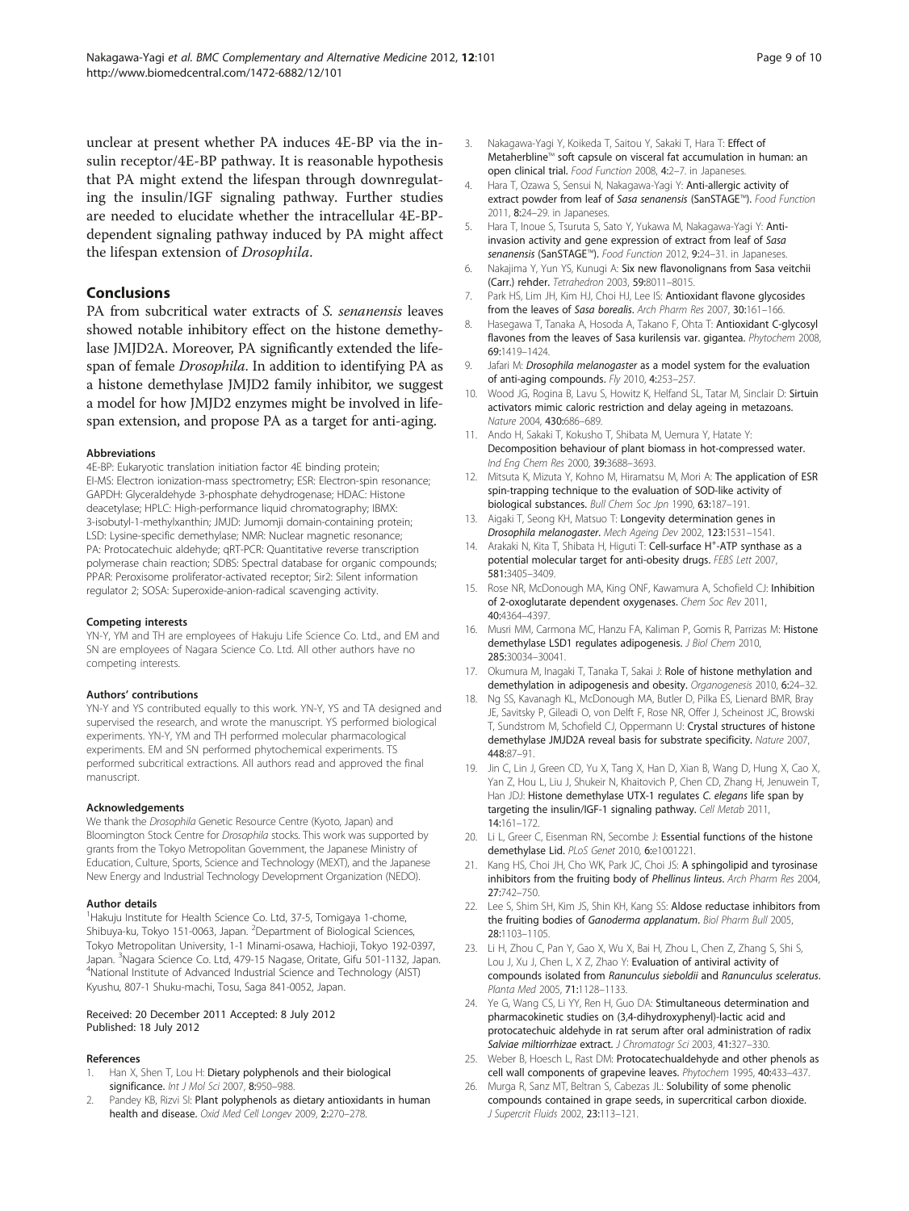unclear at present whether PA induces 4E-BP via the insulin receptor/4E-BP pathway. It is reasonable hypothesis that PA might extend the lifespan through downregulating the insulin/IGF signaling pathway. Further studies are needed to elucidate whether the intracellular 4E-BP-dependent signaling pathway induced by PA might affect the lifespan extension of *Drosophila*.

## Conclusions

PA from subcritical water extracts of *S. senanensis* leaves showed notable inhibitory effect on the histone demethylase JMJD2A. Moreover, PA significantly extended the lifespan of female *Drosophila*. In addition to identifying PA as a histone demethylase JMJD2 family inhibitor, we suggest a model for how JMJD2 enzymes might be involved in lifespan extension, and propose PA as a target for anti-aging.

#### Abbreviations

4E-BP: Eukaryotic translation initiation factor 4E binding protein; EI-MS: Electron ionization-mass spectrometry; ESR: Electron-spin resonance; GAPDH: Glyceraldehyde 3-phosphate dehydrogenase; HDAC: Histone deacetylase; HPLC: High-performance liquid chromatography; IBMX: 3-isobutyl-1-methylxanthin; JMJD: Jumomji domain-containing protein; LSD: Lysine-specific demethylase; NMR: Nuclear magnetic resonance; PA: Protocatechuic aldehyde; qRT-PCR: Quantitative reverse transcription polymerase chain reaction; SDBS: Spectral database for organic compounds; PPAR: Peroxisome proliferator-activated receptor; Sir2: Silent information regulator 2; SOSA: Superoxide-anion-radical scavenging activity.

#### Competing interests

YN-Y, YM and TH are employees of Hakuju Life Science Co. Ltd., and EM and SN are employees of Nagara Science Co. Ltd. All other authors have no competing interests.

#### Authors' contributions

YN-Y and YS contributed equally to this work. YN-Y, YS and TA designed and supervised the research, and wrote the manuscript. YS performed biological experiments. YN-Y, YM and TH performed molecular pharmacological experiments. EM and SN performed phytochemical experiments. TS performed subcritical extractions. All authors read and approved the final manuscript.

#### Acknowledgements

We thank the *Drosophila* Genetic Resource Centre (Kyoto, Japan) and Bloomington Stock Centre for *Drosophila* stocks. This work was supported by grants from the Tokyo Metropolitan Government, the Japanese Ministry of Education, Culture, Sports, Science and Technology (MEXT), and the Japanese New Energy and Industrial Technology Development Organization (NEDO).

#### Author details

[1]Hakuju Institute for Health Science Co. Ltd, 37-5, Tomigaya 1-chome, Shibuya-ku, Tokyo 151-0063, Japan. [2]Department of Biological Sciences, Tokyo Metropolitan University, 1-1 Minami-osawa, Hachioji, Tokyo 192-0397, Japan. [3]Nagara Science Co. Ltd, 479-15 Nagase, Oritate, Gifu 501-1132, Japan. [4]National Institute of Advanced Industrial Science and Technology (AIST) Kyushu, 807-1 Shuku-machi, Tosu, Saga 841-0052, Japan.

Received: 20 December 2011 Accepted: 8 July 2012
Published: 18 July 2012

#### References

1. Han X, Shen T, Lou H: **Dietary polyphenols and their biological significance.** *Int J Mol Sci* 2007, **8:**950–988.
2. Pandey KB, Rizvi SI: **Plant polyphenols as dietary antioxidants in human health and disease.** *Oxid Med Cell Longev* 2009, **2:**270–278.
3. Nakagawa-Yagi Y, Koikeda T, Saitou Y, Sakaki T, Hara T: **Effect of Metaherbline™ soft capsule on visceral fat accumulation in human: an open clinical trial.** *Food Function* 2008, **4:**2–7. in Japanese.
4. Hara T, Ozawa S, Sensui N, Nakagawa-Yagi Y: **Anti-allergic activity of extract powder from leaf of *Sasa senanensis* (SanSTAGE™).** *Food Function* 2011, **8:**24–29. in Japanese.
5. Hara T, Inoue S, Tsuruta S, Sato Y, Yukawa M, Nakagawa-Yagi Y: **Anti-invasion activity and gene expression of extract from leaf of *Sasa senanensis* (SanSTAGE™).** *Food Function* 2012, **9:**24–31. in Japanese.
6. Nakajima Y, Yun YS, Kunugi A: **Six new flavonolignans from Sasa veitchii (Carr.) rehder.** *Tetrahedron* 2003, **59:**8011–8015.
7. Park HS, Lim JH, Kim HJ, Choi HJ, Lee IS: **Antioxidant flavone glycosides from the leaves of *Sasa borealis*.** *Arch Pharm Res* 2007, **30:**161–166.
8. Hasegawa T, Tanaka A, Hosoda A, Takano F, Ohta T: **Antioxidant C-glycosyl flavones from the leaves of Sasa kurilensis var. gigantea.** *Phytochem* 2008, **69:**1419–1424.
9. Jafari M: ***Drosophila melanogaster* as a model system for the evaluation of anti-aging compounds.** *Fly* 2010, **4:**253–257.
10. Wood JG, Rogina B, Lavu S, Howitz K, Helfand SL, Tatar M, Sinclair D: **Sirtuin activators mimic caloric restriction and delay ageing in metazoans.** *Nature* 2004, **430:**686–689.
11. Ando H, Sakaki T, Kokusho T, Shibata M, Uemura Y, Hatate Y: **Decomposition behaviour of plant biomass in hot-compressed water.** *Ind Eng Chem Res* 2000, **39:**3688–3693.
12. Mitsuta K, Mizuta Y, Kohno M, Hiramatsu M, Mori A: **The application of ESR spin-trapping technique to the evaluation of SOD-like activity of biological substances.** *Bull Chem Soc Jpn* 1990, **63:**187–191.
13. Aigaki T, Seong KH, Matsuo T: **Longevity determination genes in *Drosophila melanogaster*.** *Mech Ageing Dev* 2002, **123:**1531–1541.
14. Arakaki N, Kita T, Shibata H, Higuti T: **Cell-surface $H^+$-ATP synthase as a potential molecular target for anti-obesity drugs.** *FEBS Lett* 2007, **581:**3405–3409.
15. Rose NR, McDonough MA, King ONF, Kawamura A, Schofield CJ: **Inhibition of 2-oxoglutarate dependent oxygenases.** *Chem Soc Rev* 2011, **40:**4364–4397.
16. Musri MM, Carmona MC, Hanzu FA, Kaliman P, Gomis R, Parrizas M: **Histone demethylase LSD1 regulates adipogenesis.** *J Biol Chem* 2010, **285:**30034–30041.
17. Okumura M, Inagaki T, Tanaka T, Sakai J: **Role of histone methylation and demethylation in adipogenesis and obesity.** *Organogenesis* 2010, **6:**24–32.
18. Ng SS, Kavanagh KL, McDonough MA, Butler D, Pilka ES, Lienard BMR, Bray JE, Savitsky P, Gileadi O, von Delft F, Rose NR, Offer J, Scheinost JC, Browski T, Sundstrom M, Schofield CJ, Oppermann U: **Crystal structures of histone demethylase JMJD2A reveal basis for substrate specificity.** *Nature* 2007, **448:**87–91.
19. Jin C, Lin J, Green CD, Yu X, Tang X, Han D, Xian B, Wang D, Hung X, Cao X, Yan Z, Hou L, Liu J, Shukeir N, Khaitovich P, Chen CD, Zhang H, Jenuwein T, Han JDJ: **Histone demethylase UTX-1 regulates *C. elegans* life span by targeting the insulin/IGF-1 signaling pathway.** *Cell Metab* 2011, **14:**161–172.
20. Li L, Greer C, Eisenman RN, Secombe J: **Essential functions of the histone demethylase Lid.** *PLoS Genet* 2010, **6:**e1001221.
21. Kang HS, Choi JH, Cho WK, Park JC, Choi JS: **A sphingolipid and tyrosinase inhibitors from the fruiting body of *Phellinus linteus*.** *Arch Pharm Res* 2004, **27:**742–750.
22. Lee S, Shim SH, Kim JS, Shin KH, Kang SS: **Aldose reductase inhibitors from the fruiting bodies of *Ganoderma applanatum*.** *Biol Pharm Bull* 2005, **28:**1103–1105.
23. Li H, Zhou C, Pan Y, Gao X, Wu X, Bai H, Zhou L, Chen Z, Zhang S, Shi S, Lou J, Xu J, Chen L, X Z, Zhao Y: **Evaluation of antiviral activity of compounds isolated from *Ranunculus sieboldii* and *Ranunculus sceleratus*.** *Planta Med* 2005, **71:**1128–1133.
24. Ye G, Wang CS, Li YY, Ren H, Guo DA: **Stimultaneous determination and pharmacokinetic studies on (3,4-dihydroxyphenyl)-lactic acid and protocatechuic aldehyde in rat serum after oral administration of radix *Salviae miltiorrhizae* extract.** *J Chromatogr Sci* 2003, **41:**327–330.
25. Weber B, Hoesch L, Rast DM: **Protocatechualdehyde and other phenols as cell wall components of grapevine leaves.** *Phytochem* 1995, **40:**433–437.
26. Murga R, Sanz MT, Beltran S, Cabezas JL: **Solubility of some phenolic compounds contained in grape seeds, in supercritical carbon dioxide.** *J Supercrit Fluids* 2002, **23:**113–121.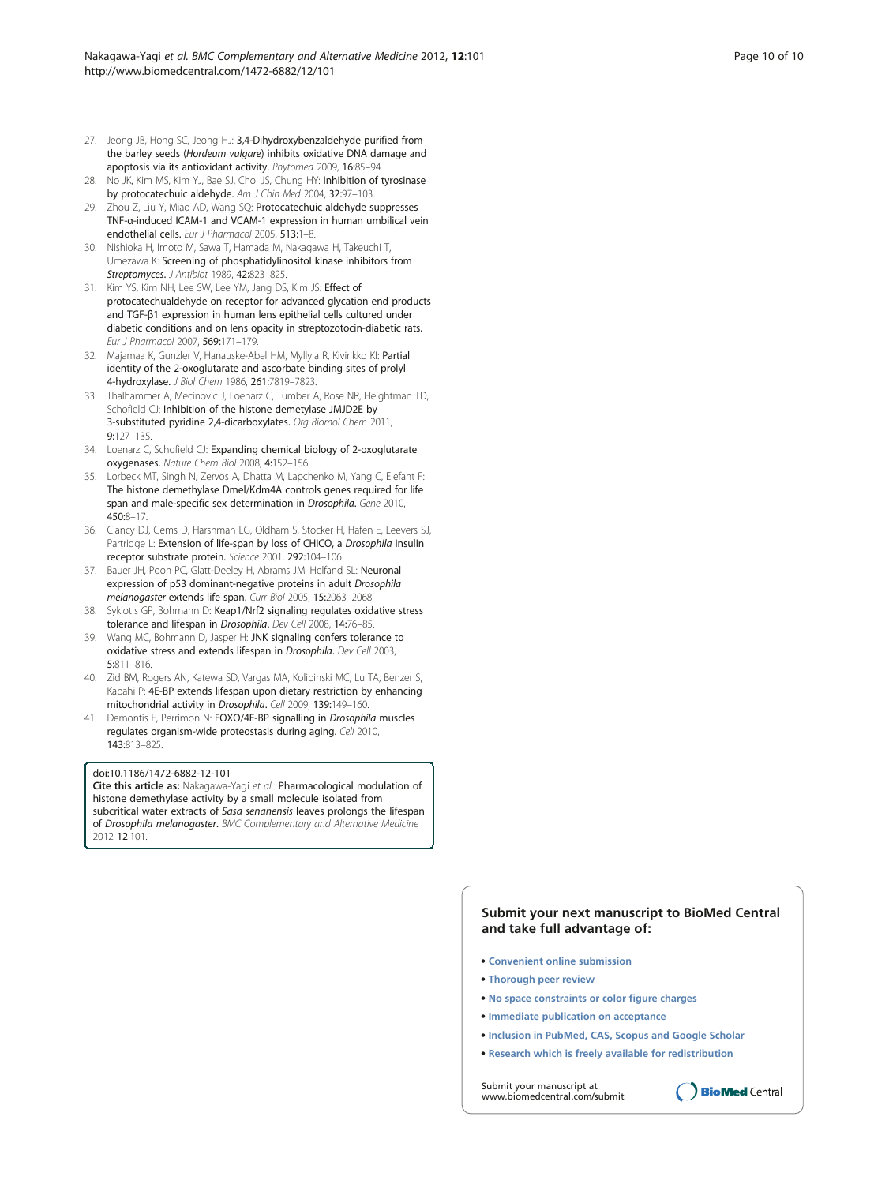27. Jeong JB, Hong SC, Jeong HJ: **3,4-Dihydroxybenzaldehyde purified from the barley seeds (*Hordeum vulgare*) inhibits oxidative DNA damage and apoptosis via its antioxidant activity.** *Phytomed* 2009, **16:**85–94.
28. No JK, Kim MS, Kim YJ, Bae SJ, Choi JS, Chung HY: **Inhibition of tyrosinase by protocatechuic aldehyde.** *Am J Chin Med* 2004, **32:**97–103.
29. Zhou Z, Liu Y, Miao AD, Wang SQ: **Protocatechuic aldehyde suppresses TNF-α-induced ICAM-1 and VCAM-1 expression in human umbilical vein endothelial cells.** *Eur J Pharmacol* 2005, **513:**1–8.
30. Nishioka H, Imoto M, Sawa T, Hamada M, Nakagawa H, Takeuchi T, Umezawa K: **Screening of phosphatidylinositol kinase inhibitors from *Streptomyces*.** *J Antibiot* 1989, **42:**823–825.
31. Kim YS, Kim NH, Lee SW, Lee YM, Jang DS, Kim JS: **Effect of protocatechualdehyde on receptor for advanced glycation end products and TGF-β1 expression in human lens epithelial cells cultured under diabetic conditions and on lens opacity in streptozotocin-diabetic rats.** *Eur J Pharmacol* 2007, **569:**171–179.
32. Majamaa K, Gunzler V, Hanauske-Abel HM, Myllyla R, Kivirikko KI: **Partial identity of the 2-oxoglutarate and ascorbate binding sites of prolyl 4-hydroxylase.** *J Biol Chem* 1986, **261:**7819–7823.
33. Thalhammer A, Mecinovic J, Loenarz C, Tumber A, Rose NR, Heightman TD, Schofield CJ: **Inhibition of the histone demetylase JMJD2E by 3-substituted pyridine 2,4-dicarboxylates.** *Org Biomol Chem* 2011, **9:**127–135.
34. Loenarz C, Schofield CJ: **Expanding chemical biology of 2-oxoglutarate oxygenases.** *Nature Chem Biol* 2008, **4:**152–156.
35. Lorbeck MT, Singh N, Zervos A, Dhatta M, Lapchenko M, Yang C, Elefant F: **The histone demethylase Dmel/Kdm4A controls genes required for life span and male-specific sex determination in *Drosophila*.** *Gene* 2010, **450:**8–17.
36. Clancy DJ, Gems D, Harshman LG, Oldham S, Stocker H, Hafen E, Leevers SJ, Partridge L: **Extension of life-span by loss of CHICO, a *Drosophila* insulin receptor substrate protein.** *Science* 2001, **292:**104–106.
37. Bauer JH, Poon PC, Glatt-Deeley H, Abrams JM, Helfand SL: **Neuronal expression of p53 dominant-negative proteins in adult *Drosophila melanogaster* extends life span.** *Curr Biol* 2005, **15:**2063–2068.
38. Sykiotis GP, Bohmann D: **Keap1/Nrf2 signaling regulates oxidative stress tolerance and lifespan in *Drosophila*.** *Dev Cell* 2008, **14:**76–85.
39. Wang MC, Bohmann D, Jasper H: **JNK signaling confers tolerance to oxidative stress and extends lifespan in *Drosophila*.** *Dev Cell* 2003, **5:**811–816.
40. Zid BM, Rogers AN, Katewa SD, Vargas MA, Kolipinski MC, Lu TA, Benzer S, Kapahi P: **4E-BP extends lifespan upon dietary restriction by enhancing mitochondrial activity in *Drosophila*.** *Cell* 2009, **139:**149–160.
41. Demontis F, Perrimon N: **FOXO/4E-BP signalling in *Drosophila* muscles regulates organism-wide proteostasis during aging.** *Cell* 2010, **143:**813–825.

doi:10.1186/1472-6882-12-101
**Cite this article as:** Nakagawa-Yagi *et al.*: Pharmacological modulation of histone demethylase activity by a small molecule isolated from subcritical water extracts of *Sasa senanensis* leaves prolongs the lifespan of *Drosophila melanogaster*. *BMC Complementary and Alternative Medicine* 2012 **12**:101.

**Submit your next manuscript to BioMed Central and take full advantage of:**

- **Convenient online submission**
- **Thorough peer review**
- **No space constraints or color figure charges**
- **Immediate publication on acceptance**
- **Inclusion in PubMed, CAS, Scopus and Google Scholar**
- **Research which is freely available for redistribution**

Submit your manuscript at
www.biomedcentral.com/submit

BioMed Central